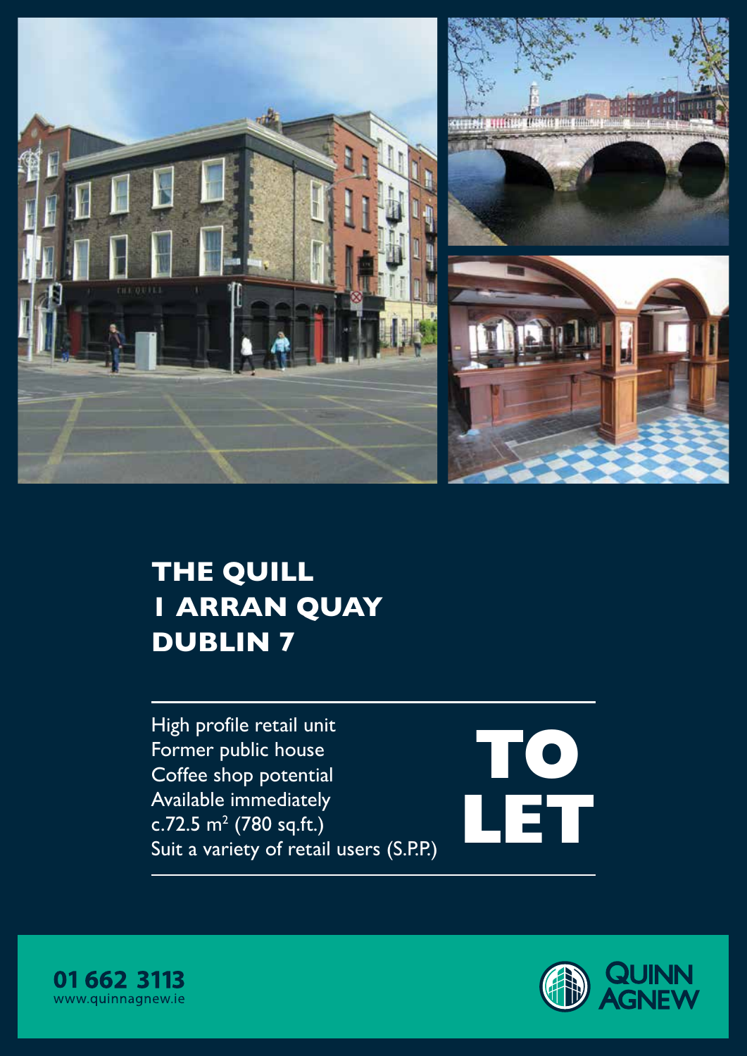# THE QUILL
# 1 ARRAN QUAY
# DUBLIN 7

- High profile retail unit
- Former public house
- Coffee shop potential
- Available immediately
- c.72.5 $m^2$ (780 sq.ft.)
- Suit a variety of retail users (S.P.P.)

**TO LET**

**01 662 3113**
www.quinnagnew.ie

QUINN AGNEW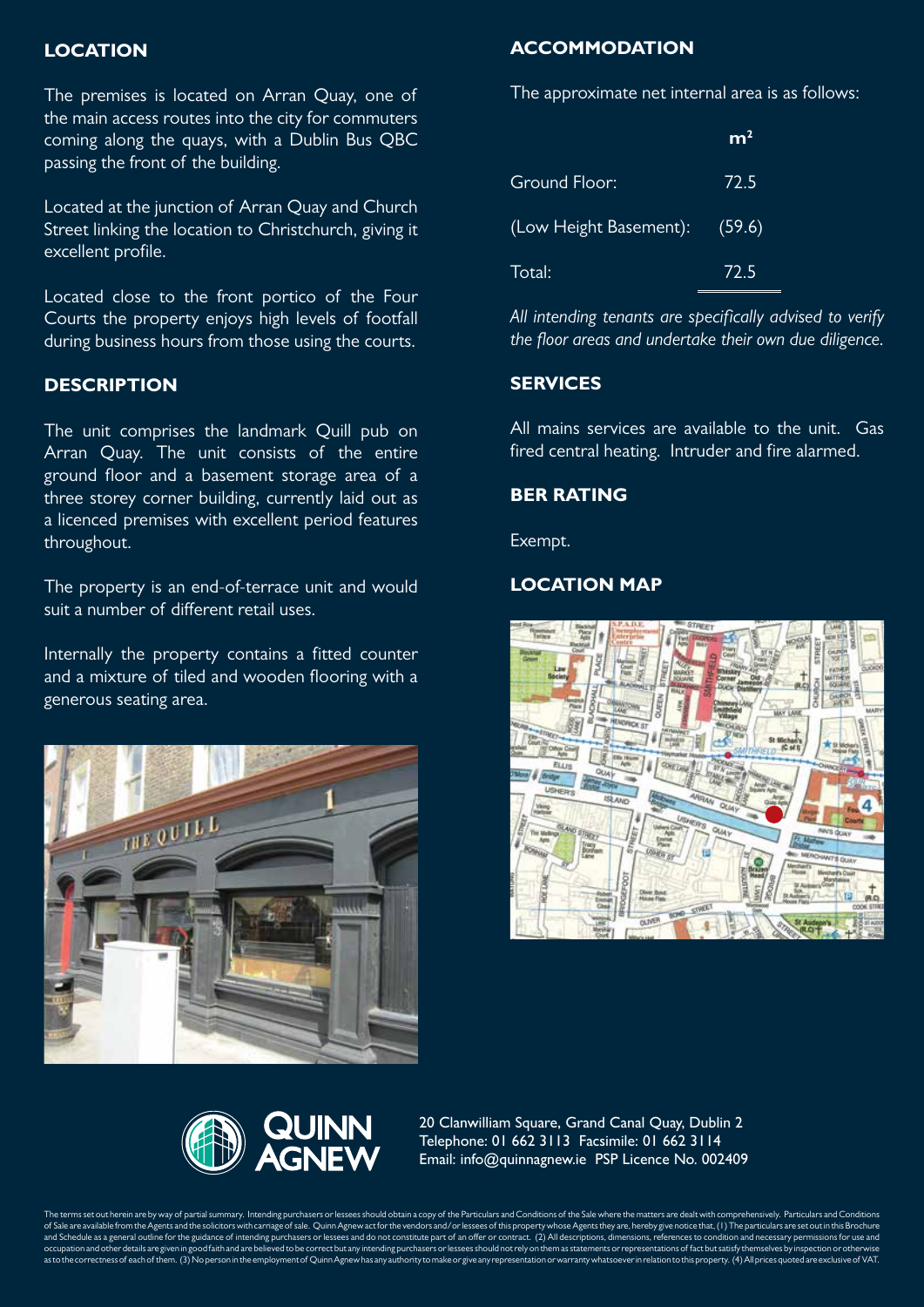## LOCATION

The premises is located on Arran Quay, one of the main access routes into the city for commuters coming along the quays, with a Dublin Bus QBC passing the front of the building.

Located at the junction of Arran Quay and Church Street linking the location to Christchurch, giving it excellent profile.

Located close to the front portico of the Four Courts the property enjoys high levels of footfall during business hours from those using the courts.

## DESCRIPTION

The unit comprises the landmark Quill pub on Arran Quay. The unit consists of the entire ground floor and a basement storage area of a three storey corner building, currently laid out as a licenced premises with excellent period features throughout.

The property is an end-of-terrace unit and would suit a number of different retail uses.

Internally the property contains a fitted counter and a mixture of tiled and wooden flooring with a generous seating area.

## ACCOMMODATION

The approximate net internal area is as follows:

| | m² |
|---|---|
| Ground Floor: | 72.5 |
| (Low Height Basement): | (59.6) |
| Total: | 72.5 |

*All intending tenants are specifically advised to verify the floor areas and undertake their own due diligence.*

## SERVICES

All mains services are available to the unit. Gas fired central heating. Intruder and fire alarmed.

## BER RATING

Exempt.

## LOCATION MAP

QUINN AGNEW

20 Clanwilliam Square, Grand Canal Quay, Dublin 2
Telephone: 01 662 3113 Facsimile: 01 662 3114
Email: info@quinnagnew.ie PSP Licence No. 002409

The terms set out herein are by way of partial summary. Intending purchasers or lessees should obtain a copy of the Particulars and Conditions of the Sale where the matters are dealt with comprehensively. Particulars and Conditions of Sale are available from the Agents and the solicitors with carriage of sale. Quinn Agnew act for the vendors and/or lessees of this property whose Agents they are, hereby give notice that, (1) The particulars are set out in this Brochure and Schedule as a general outline for the guidance of intending purchasers or lessees and do not constitute part of an offer or contract. (2) All descriptions, dimensions, references to condition and necessary permissions for use and occupation and other details are given in good faith and are believed to be correct but any intending purchasers or lessees should not rely on them as statements or representations of fact but satisfy themselves by inspection or otherwise as to the correctness of each of them. (3) No person in the employment of Quinn Agnew has any authority to make or give any representation or warranty whatsoever in relation to this property. (4) All prices quoted are exclusive of VAT.